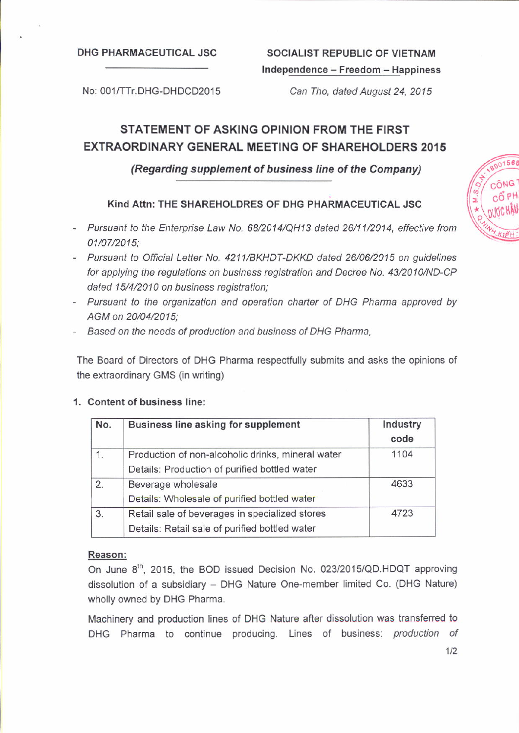DHG PHARMACEUTICAL JSC

SOCIALIST REPUBLIC OF VIETNAM
**Independence – Freedom – Happiness**

No: 001/TTr.DHG-DHDCD2015

*Can Tho, dated August 24, 2015*

## STATEMENT OF ASKING OPINION FROM THE FIRST EXTRAORDINARY GENERAL MEETING OF SHAREHOLDERS 2015

***(Regarding supplement of business line of the Company)***

**Kind Attn: THE SHAREHOLDRES OF DHG PHARMACEUTICAL JSC**

- *Pursuant to the Enterprise Law No. 68/2014/QH13 dated 26/11/2014, effective from 01/07/2015;*
- *Pursuant to Official Letter No. 4211/BKHDT-DKKD dated 26/06/2015 on guidelines for applying the regulations on business registration and Decree No. 43/2010/ND-CP dated 15/4/2010 on business registration;*
- *Pursuant to the organization and operation charter of DHG Pharma approved by AGM on 20/04/2015;*
- *Based on the needs of production and business of DHG Pharma,*

The Board of Directors of DHG Pharma respectfully submits and asks the opinions of the extraordinary GMS (in writing)

1. **Content of business line:**

| No. | Business line asking for supplement | Industry code |
|---|---|---|
| 1. | Production of non-alcoholic drinks, mineral water<br>Details: Production of purified bottled water | 1104 |
| 2. | Beverage wholesale<br>Details: Wholesale of purified bottled water | 4633 |
| 3. | Retail sale of beverages in specialized stores<br>Details: Retail sale of purified bottled water | 4723 |

**Reason:**

On June 8th, 2015, the BOD issued Decision No. 023/2015/QD.HDQT approving dissolution of a subsidiary – DHG Nature One-member limited Co. (DHG Nature) wholly owned by DHG Pharma.

Machinery and production lines of DHG Nature after dissolution was transferred to DHG Pharma to continue producing. Lines of business: *production of*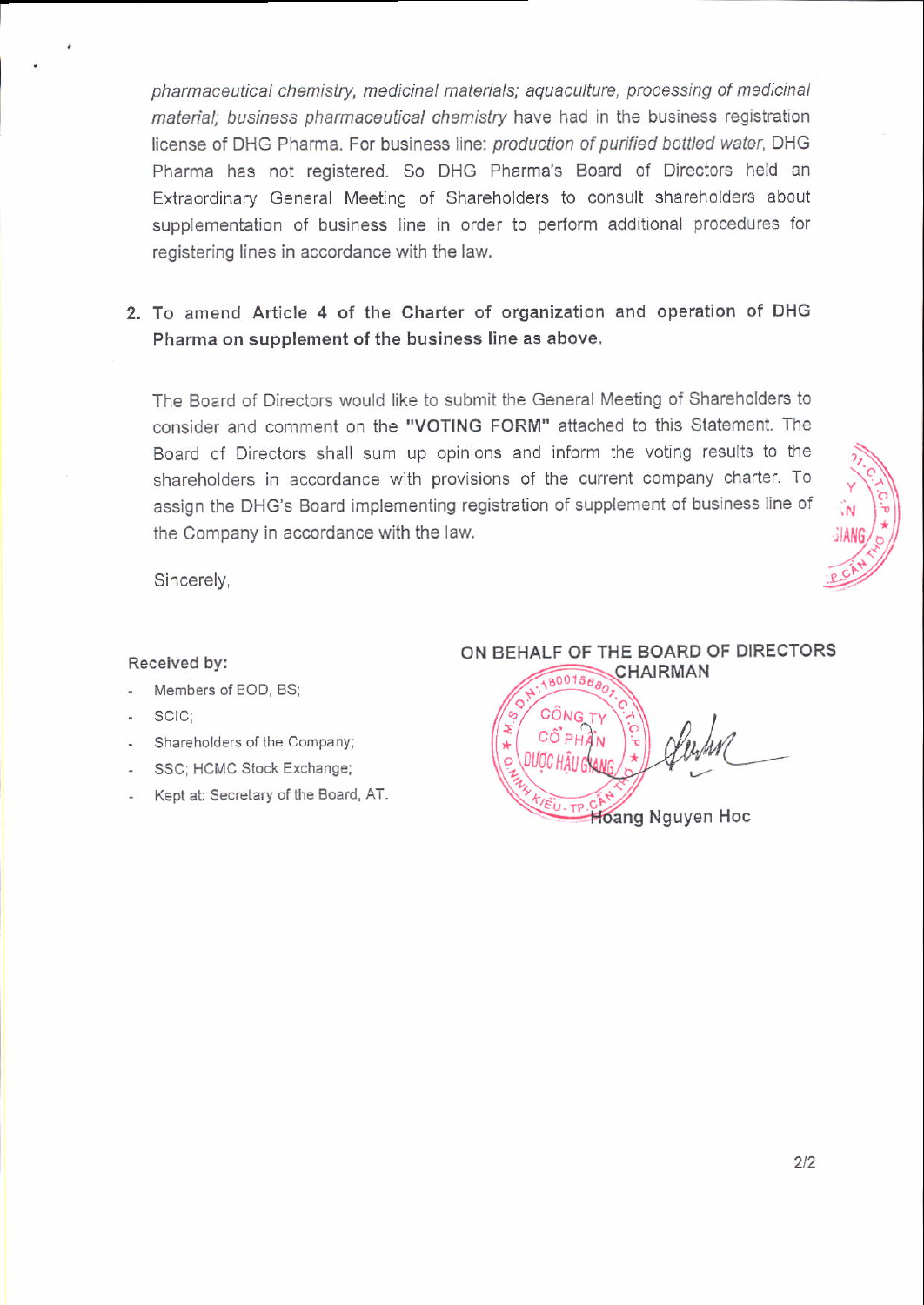*pharmaceutical chemistry, medicinal materials; aquaculture, processing of medicinal material; business pharmaceutical chemistry* have had in the business registration license of DHG Pharma. For business line: *production of purified bottled water*, DHG Pharma has not registered. So DHG Pharma's Board of Directors held an Extraordinary General Meeting of Shareholders to consult shareholders about supplementation of business line in order to perform additional procedures for registering lines in accordance with the law.

**2. To amend Article 4 of the Charter of organization and operation of DHG Pharma on supplement of the business line as above.**

The Board of Directors would like to submit the General Meeting of Shareholders to consider and comment on the **"VOTING FORM"** attached to this Statement. The Board of Directors shall sum up opinions and inform the voting results to the shareholders in accordance with provisions of the current company charter. To assign the DHG's Board implementing registration of supplement of business line of the Company in accordance with the law.

Sincerely,

**Received by:**

- Members of BOD, BS;
- SCIC;
- Shareholders of the Company;
- SSC; HCMC Stock Exchange;
- Kept at: Secretary of the Board, AT.

**ON BEHALF OF THE BOARD OF DIRECTORS**
**CHAIRMAN**

**Hoang Nguyen Hoc**